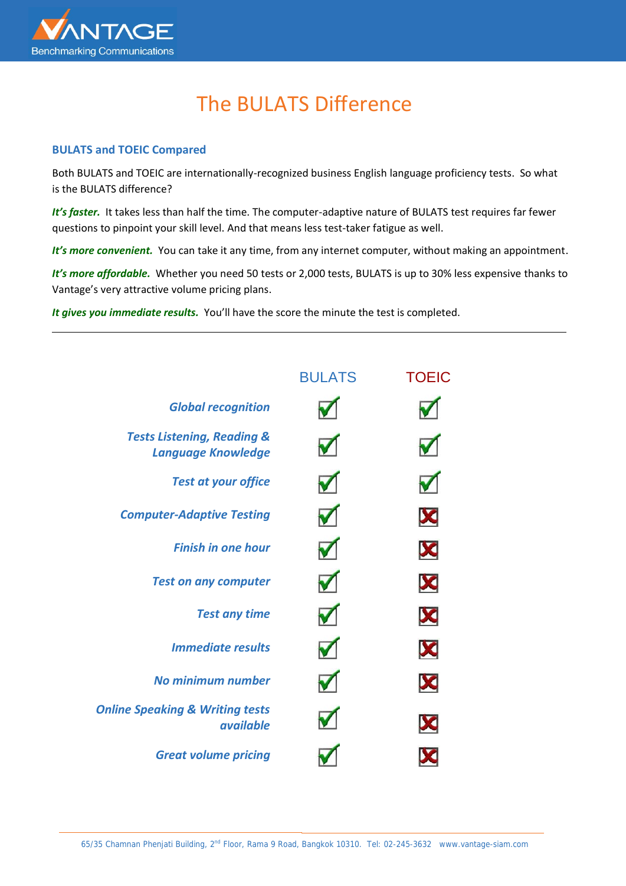# The BULATS Difference

### BULATS and TOEIC Compared

Both BULATS and TOEIC are internationally-recognized business English language proficiency tests. So what is the BULATS difference?

***It's faster.*** It takes less than half the time. The computer-adaptive nature of BULATS test requires far fewer questions to pinpoint your skill level. And that means less test-taker fatigue as well.

***It's more convenient.*** You can take it any time, from any internet computer, without making an appointment.

***It's more affordable.*** Whether you need 50 tests or 2,000 tests, BULATS is up to 30% less expensive thanks to Vantage's very attractive volume pricing plans.

***It gives you immediate results.*** You'll have the score the minute the test is completed.

---

| | BULATS | TOEIC |
|---|---|---|
| ***Global recognition*** | ✔ | ✔ |
| ***Tests Listening, Reading & Language Knowledge*** | ✔ | ✔ |
| ***Test at your office*** | ✔ | ✔ |
| ***Computer-Adaptive Testing*** | ✔ | ✘ |
| ***Finish in one hour*** | ✔ | ✘ |
| ***Test on any computer*** | ✔ | ✘ |
| ***Test any time*** | ✔ | ✘ |
| ***Immediate results*** | ✔ | ✘ |
| ***No minimum number*** | ✔ | ✘ |
| ***Online Speaking & Writing tests available*** | ✔ | ✘ |
| ***Great volume pricing*** | ✔ | ✘ |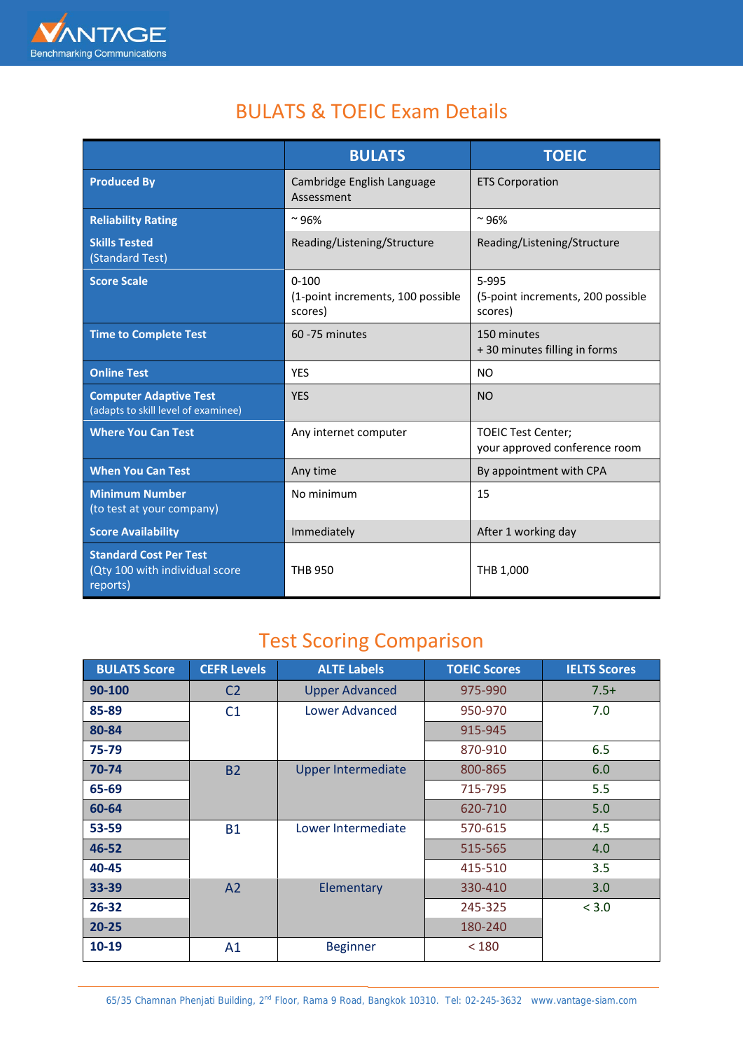# BULATS & TOEIC Exam Details

| | BULATS | TOEIC |
|---|---|---|
| **Produced By** | Cambridge English Language Assessment | ETS Corporation |
| **Reliability Rating** | ~ 96% | ~ 96% |
| **Skills Tested** (Standard Test) | Reading/Listening/Structure | Reading/Listening/Structure |
| **Score Scale** | 0-100 (1-point increments, 100 possible scores) | 5-995 (5-point increments, 200 possible scores) |
| **Time to Complete Test** | 60 -75 minutes | 150 minutes + 30 minutes filling in forms |
| **Online Test** | YES | NO |
| **Computer Adaptive Test** (adapts to skill level of examinee) | YES | NO |
| **Where You Can Test** | Any internet computer | TOEIC Test Center; your approved conference room |
| **When You Can Test** | Any time | By appointment with CPA |
| **Minimum Number** (to test at your company) | No minimum | 15 |
| **Score Availability** | Immediately | After 1 working day |
| **Standard Cost Per Test** (Qty 100 with individual score reports) | THB 950 | THB 1,000 |

# Test Scoring Comparison

| BULATS Score | CEFR Levels | ALTE Labels | TOEIC Scores | IELTS Scores |
|---|---|---|---|---|
| **90-100** | C2 | Upper Advanced | 975-990 | 7.5+ |
| **85-89** | C1 | Lower Advanced | 950-970 | 7.0 |
| **80-84** | | | 915-945 | |
| **75-79** | | | 870-910 | 6.5 |
| **70-74** | B2 | Upper Intermediate | 800-865 | 6.0 |
| **65-69** | | | 715-795 | 5.5 |
| **60-64** | | | 620-710 | 5.0 |
| **53-59** | B1 | Lower Intermediate | 570-615 | 4.5 |
| **46-52** | | | 515-565 | 4.0 |
| **40-45** | | | 415-510 | 3.5 |
| **33-39** | A2 | Elementary | 330-410 | 3.0 |
| **26-32** | | | 245-325 | < 3.0 |
| **20-25** | | | 180-240 | |
| **10-19** | A1 | Beginner | < 180 | |

65/35 Chamnan Phenjati Building, 2nd Floor, Rama 9 Road, Bangkok 10310. Tel: 02-245-3632 www.vantage-siam.com